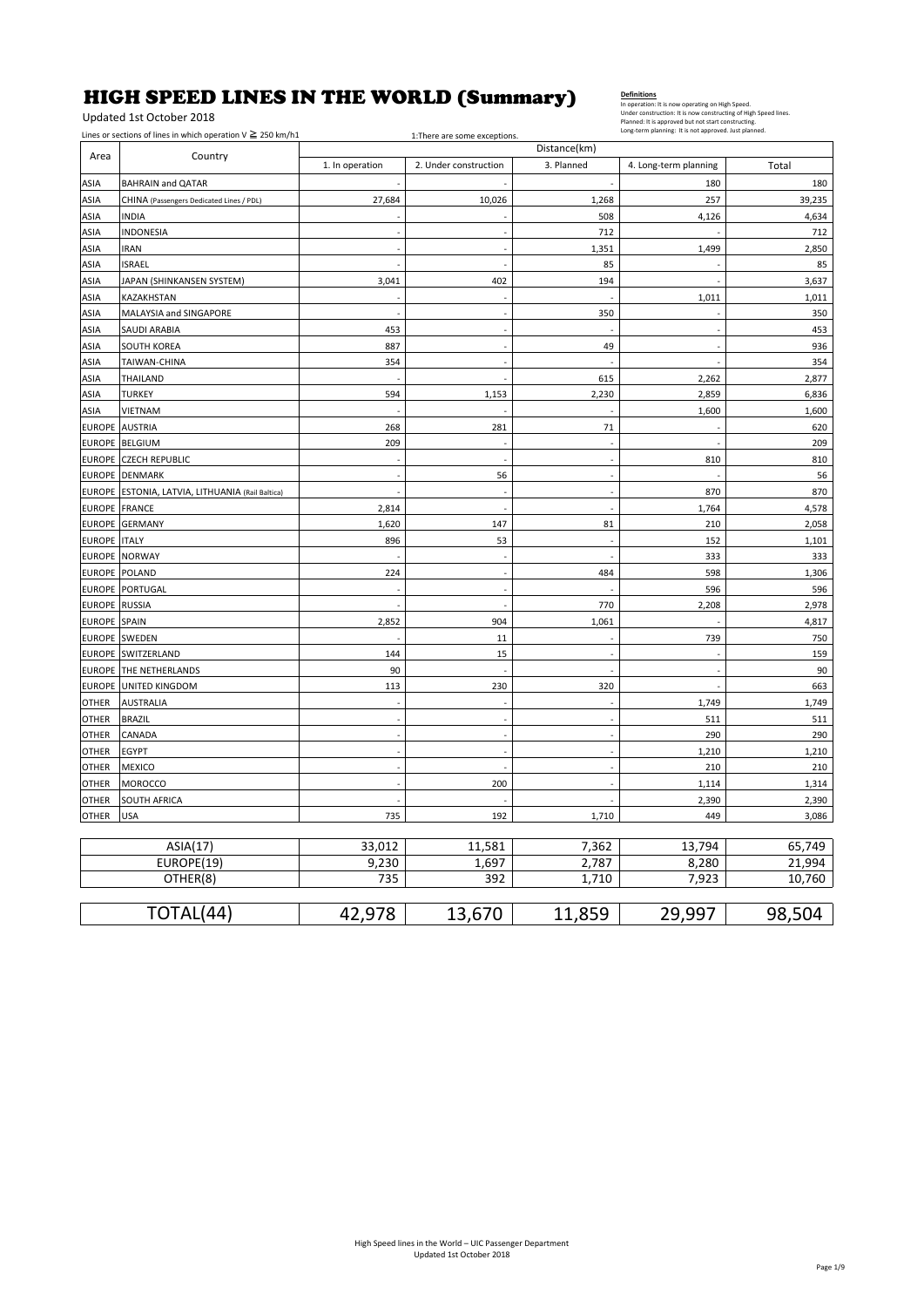# HIGH SPEED LINES IN THE WORLD (Summary)

Updated 1st October 2018

**Definitions**

In operation: It is now operating on High Speed.
Under construction: It is now constructing of High Speed lines.
Planned: It is approved but not start constructing.
Long-term planning: It is not approved. Just planned.

Lines or sections of lines in which operation V ≧ 250 km/h1 — 1:There are some exceptions.

| Area | Country | Distance(km) | | | | |
|---|---|---|---|---|---|---|
| | | 1. In operation | 2. Under construction | 3. Planned | 4. Long-term planning | Total |
| ASIA | BAHRAIN and QATAR | - | - | - | 180 | 180 |
| ASIA | CHINA (Passengers Dedicated Lines / PDL) | 27,684 | 10,026 | 1,268 | 257 | 39,235 |
| ASIA | INDIA | - | - | 508 | 4,126 | 4,634 |
| ASIA | INDONESIA | - | - | 712 | - | 712 |
| ASIA | IRAN | - | - | 1,351 | 1,499 | 2,850 |
| ASIA | ISRAEL | - | - | 85 | - | 85 |
| ASIA | JAPAN (SHINKANSEN SYSTEM) | 3,041 | 402 | 194 | - | 3,637 |
| ASIA | KAZAKHSTAN | - | - | - | 1,011 | 1,011 |
| ASIA | MALAYSIA and SINGAPORE | - | - | 350 | - | 350 |
| ASIA | SAUDI ARABIA | 453 | - | - | - | 453 |
| ASIA | SOUTH KOREA | 887 | - | 49 | - | 936 |
| ASIA | TAIWAN-CHINA | 354 | - | - | - | 354 |
| ASIA | THAILAND | - | - | 615 | 2,262 | 2,877 |
| ASIA | TURKEY | 594 | 1,153 | 2,230 | 2,859 | 6,836 |
| ASIA | VIETNAM | - | - | - | 1,600 | 1,600 |
| EUROPE | AUSTRIA | 268 | 281 | 71 | - | 620 |
| EUROPE | BELGIUM | 209 | - | - | - | 209 |
| EUROPE | CZECH REPUBLIC | - | - | - | 810 | 810 |
| EUROPE | DENMARK | - | 56 | - | - | 56 |
| EUROPE | ESTONIA, LATVIA, LITHUANIA (Rail Baltica) | - | - | - | 870 | 870 |
| EUROPE | FRANCE | 2,814 | - | - | 1,764 | 4,578 |
| EUROPE | GERMANY | 1,620 | 147 | 81 | 210 | 2,058 |
| EUROPE | ITALY | 896 | 53 | - | 152 | 1,101 |
| EUROPE | NORWAY | - | - | - | 333 | 333 |
| EUROPE | POLAND | 224 | - | 484 | 598 | 1,306 |
| EUROPE | PORTUGAL | - | - | - | 596 | 596 |
| EUROPE | RUSSIA | - | - | 770 | 2,208 | 2,978 |
| EUROPE | SPAIN | 2,852 | 904 | 1,061 | - | 4,817 |
| EUROPE | SWEDEN | - | 11 | - | 739 | 750 |
| EUROPE | SWITZERLAND | 144 | 15 | - | - | 159 |
| EUROPE | THE NETHERLANDS | 90 | - | - | - | 90 |
| EUROPE | UNITED KINGDOM | 113 | 230 | 320 | - | 663 |
| OTHER | AUSTRALIA | - | - | - | 1,749 | 1,749 |
| OTHER | BRAZIL | - | - | - | 511 | 511 |
| OTHER | CANADA | - | - | - | 290 | 290 |
| OTHER | EGYPT | - | - | - | 1,210 | 1,210 |
| OTHER | MEXICO | - | - | - | 210 | 210 |
| OTHER | MOROCCO | - | 200 | - | 1,114 | 1,314 |
| OTHER | SOUTH AFRICA | - | - | - | 2,390 | 2,390 |
| OTHER | USA | 735 | 192 | 1,710 | 449 | 3,086 |

| | In operation | Under construction | Planned | Long-term planning | Total |
|---|---|---|---|---|---|
| ASIA(17) | 33,012 | 11,581 | 7,362 | 13,794 | 65,749 |
| EUROPE(19) | 9,230 | 1,697 | 2,787 | 8,280 | 21,994 |
| OTHER(8) | 735 | 392 | 1,710 | 7,923 | 10,760 |
| TOTAL(44) | 42,978 | 13,670 | 11,859 | 29,997 | 98,504 |

High Speed lines in the World – UIC Passenger Department
Updated 1st October 2018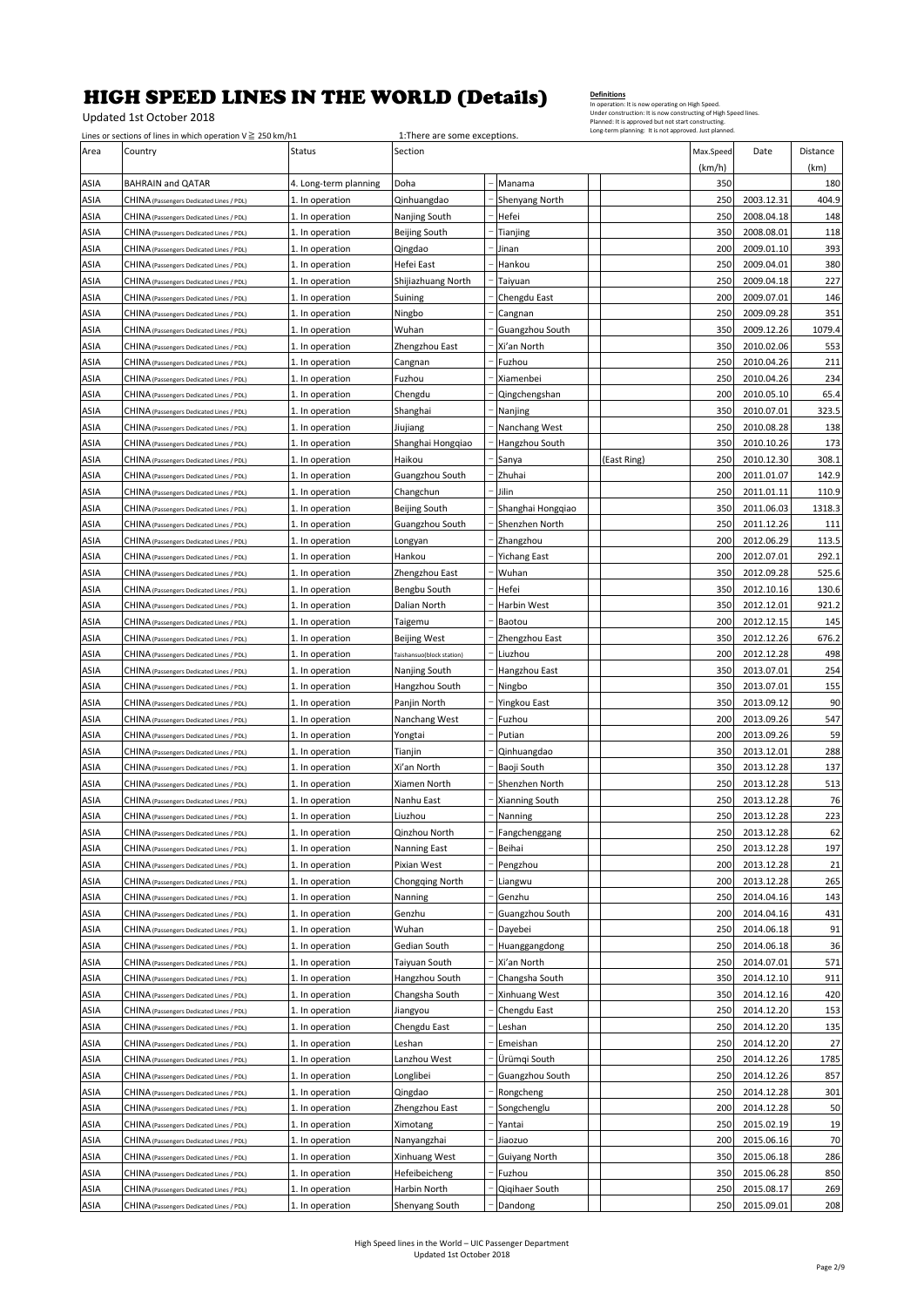# HIGH SPEED LINES IN THE WORLD (Details)

Updated 1st October 2018

**Definitions**
In operation: It is now operating on High Speed.
Under construction: It is now constructing of High Speed lines.
Planned: It is approved but not start constructing.
Long-term planning: It is not approved. Just planned.

Lines or sections of lines in which operation V ≧ 250 km/h1 — 1:There are some exceptions.

| Area | Country | Status | Section | | | | | Max.Speed (km/h) | Date | Distance (km) |
|---|---|---|---|---|---|---|---|---|---|---|
| ASIA | BAHRAIN and QATAR | 4. Long-term planning | Doha | – | Manama | | | 350 | | 180 |
| ASIA | CHINA (Passengers Dedicated Lines / PDL) | 1. In operation | Qinhuangdao | – | Shenyang North | | | 250 | 2003.12.31 | 404.9 |
| ASIA | CHINA (Passengers Dedicated Lines / PDL) | 1. In operation | Nanjing South | – | Hefei | | | 250 | 2008.04.18 | 148 |
| ASIA | CHINA (Passengers Dedicated Lines / PDL) | 1. In operation | Beijing South | – | Tianjing | | | 350 | 2008.08.01 | 118 |
| ASIA | CHINA (Passengers Dedicated Lines / PDL) | 1. In operation | Qingdao | – | Jinan | | | 200 | 2009.01.10 | 393 |
| ASIA | CHINA (Passengers Dedicated Lines / PDL) | 1. In operation | Hefei East | – | Hankou | | | 250 | 2009.04.01 | 380 |
| ASIA | CHINA (Passengers Dedicated Lines / PDL) | 1. In operation | Shijiazhuang North | – | Taiyuan | | | 250 | 2009.04.18 | 227 |
| ASIA | CHINA (Passengers Dedicated Lines / PDL) | 1. In operation | Suining | – | Chengdu East | | | 200 | 2009.07.01 | 146 |
| ASIA | CHINA (Passengers Dedicated Lines / PDL) | 1. In operation | Ningbo | – | Cangnan | | | 250 | 2009.09.28 | 351 |
| ASIA | CHINA (Passengers Dedicated Lines / PDL) | 1. In operation | Wuhan | – | Guangzhou South | | | 350 | 2009.12.26 | 1079.4 |
| ASIA | CHINA (Passengers Dedicated Lines / PDL) | 1. In operation | Zhengzhou East | – | Xi'an North | | | 350 | 2010.02.06 | 553 |
| ASIA | CHINA (Passengers Dedicated Lines / PDL) | 1. In operation | Cangnan | – | Fuzhou | | | 250 | 2010.04.26 | 211 |
| ASIA | CHINA (Passengers Dedicated Lines / PDL) | 1. In operation | Fuzhou | – | Xiamenbei | | | 250 | 2010.04.26 | 234 |
| ASIA | CHINA (Passengers Dedicated Lines / PDL) | 1. In operation | Chengdu | – | Qingchengshan | | | 200 | 2010.05.10 | 65.4 |
| ASIA | CHINA (Passengers Dedicated Lines / PDL) | 1. In operation | Shanghai | – | Nanjing | | | 350 | 2010.07.01 | 323.5 |
| ASIA | CHINA (Passengers Dedicated Lines / PDL) | 1. In operation | Jiujiang | – | Nanchang West | | | 250 | 2010.08.28 | 138 |
| ASIA | CHINA (Passengers Dedicated Lines / PDL) | 1. In operation | Shanghai Hongqiao | – | Hangzhou South | | | 350 | 2010.10.26 | 173 |
| ASIA | CHINA (Passengers Dedicated Lines / PDL) | 1. In operation | Haikou | – | Sanya | | (East Ring) | 250 | 2010.12.30 | 308.1 |
| ASIA | CHINA (Passengers Dedicated Lines / PDL) | 1. In operation | Guangzhou South | – | Zhuhai | | | 200 | 2011.01.07 | 142.9 |
| ASIA | CHINA (Passengers Dedicated Lines / PDL) | 1. In operation | Changchun | – | Jilin | | | 250 | 2011.01.11 | 110.9 |
| ASIA | CHINA (Passengers Dedicated Lines / PDL) | 1. In operation | Beijing South | – | Shanghai Hongqiao | | | 350 | 2011.06.03 | 1318.3 |
| ASIA | CHINA (Passengers Dedicated Lines / PDL) | 1. In operation | Guangzhou South | – | Shenzhen North | | | 250 | 2011.12.26 | 111 |
| ASIA | CHINA (Passengers Dedicated Lines / PDL) | 1. In operation | Longyan | – | Zhangzhou | | | 200 | 2012.06.29 | 113.5 |
| ASIA | CHINA (Passengers Dedicated Lines / PDL) | 1. In operation | Hankou | – | Yichang East | | | 200 | 2012.07.01 | 292.1 |
| ASIA | CHINA (Passengers Dedicated Lines / PDL) | 1. In operation | Zhengzhou East | – | Wuhan | | | 350 | 2012.09.28 | 525.6 |
| ASIA | CHINA (Passengers Dedicated Lines / PDL) | 1. In operation | Bengbu South | – | Hefei | | | 350 | 2012.10.16 | 130.6 |
| ASIA | CHINA (Passengers Dedicated Lines / PDL) | 1. In operation | Dalian North | – | Harbin West | | | 350 | 2012.12.01 | 921.2 |
| ASIA | CHINA (Passengers Dedicated Lines / PDL) | 1. In operation | Taigemu | – | Baotou | | | 200 | 2012.12.15 | 145 |
| ASIA | CHINA (Passengers Dedicated Lines / PDL) | 1. In operation | Beijing West | – | Zhengzhou East | | | 350 | 2012.12.26 | 676.2 |
| ASIA | CHINA (Passengers Dedicated Lines / PDL) | 1. In operation | Taishansuo(block station) | – | Liuzhou | | | 200 | 2012.12.28 | 498 |
| ASIA | CHINA (Passengers Dedicated Lines / PDL) | 1. In operation | Nanjing South | – | Hangzhou East | | | 350 | 2013.07.01 | 254 |
| ASIA | CHINA (Passengers Dedicated Lines / PDL) | 1. In operation | Hangzhou South | – | Ningbo | | | 350 | 2013.07.01 | 155 |
| ASIA | CHINA (Passengers Dedicated Lines / PDL) | 1. In operation | Panjin North | – | Yingkou East | | | 350 | 2013.09.12 | 90 |
| ASIA | CHINA (Passengers Dedicated Lines / PDL) | 1. In operation | Nanchang West | – | Fuzhou | | | 200 | 2013.09.26 | 547 |
| ASIA | CHINA (Passengers Dedicated Lines / PDL) | 1. In operation | Yongtai | – | Putian | | | 200 | 2013.09.26 | 59 |
| ASIA | CHINA (Passengers Dedicated Lines / PDL) | 1. In operation | Tianjin | – | Qinhuangdao | | | 350 | 2013.12.01 | 288 |
| ASIA | CHINA (Passengers Dedicated Lines / PDL) | 1. In operation | Xi'an North | – | Baoji South | | | 350 | 2013.12.28 | 137 |
| ASIA | CHINA (Passengers Dedicated Lines / PDL) | 1. In operation | Xiamen North | – | Shenzhen North | | | 250 | 2013.12.28 | 513 |
| ASIA | CHINA (Passengers Dedicated Lines / PDL) | 1. In operation | Nanhu East | – | Xianning South | | | 250 | 2013.12.28 | 76 |
| ASIA | CHINA (Passengers Dedicated Lines / PDL) | 1. In operation | Liuzhou | – | Nanning | | | 250 | 2013.12.28 | 223 |
| ASIA | CHINA (Passengers Dedicated Lines / PDL) | 1. In operation | Qinzhou North | – | Fangchenggang | | | 250 | 2013.12.28 | 62 |
| ASIA | CHINA (Passengers Dedicated Lines / PDL) | 1. In operation | Nanning East | – | Beihai | | | 250 | 2013.12.28 | 197 |
| ASIA | CHINA (Passengers Dedicated Lines / PDL) | 1. In operation | Pixian West | – | Pengzhou | | | 200 | 2013.12.28 | 21 |
| ASIA | CHINA (Passengers Dedicated Lines / PDL) | 1. In operation | Chongqing North | – | Liangwu | | | 200 | 2013.12.28 | 265 |
| ASIA | CHINA (Passengers Dedicated Lines / PDL) | 1. In operation | Nanning | – | Genzhu | | | 250 | 2014.04.16 | 143 |
| ASIA | CHINA (Passengers Dedicated Lines / PDL) | 1. In operation | Genzhu | – | Guangzhou South | | | 200 | 2014.04.16 | 431 |
| ASIA | CHINA (Passengers Dedicated Lines / PDL) | 1. In operation | Wuhan | – | Dayebei | | | 250 | 2014.06.18 | 91 |
| ASIA | CHINA (Passengers Dedicated Lines / PDL) | 1. In operation | Gedian South | – | Huanggangdong | | | 250 | 2014.06.18 | 36 |
| ASIA | CHINA (Passengers Dedicated Lines / PDL) | 1. In operation | Taiyuan South | – | Xi'an North | | | 250 | 2014.07.01 | 571 |
| ASIA | CHINA (Passengers Dedicated Lines / PDL) | 1. In operation | Hangzhou South | – | Changsha South | | | 350 | 2014.12.10 | 911 |
| ASIA | CHINA (Passengers Dedicated Lines / PDL) | 1. In operation | Changsha South | – | Xinhuang West | | | 350 | 2014.12.16 | 420 |
| ASIA | CHINA (Passengers Dedicated Lines / PDL) | 1. In operation | Jiangyou | – | Chengdu East | | | 250 | 2014.12.20 | 153 |
| ASIA | CHINA (Passengers Dedicated Lines / PDL) | 1. In operation | Chengdu East | – | Leshan | | | 250 | 2014.12.20 | 135 |
| ASIA | CHINA (Passengers Dedicated Lines / PDL) | 1. In operation | Leshan | – | Emeishan | | | 250 | 2014.12.20 | 27 |
| ASIA | CHINA (Passengers Dedicated Lines / PDL) | 1. In operation | Lanzhou West | – | Ürümqi South | | | 250 | 2014.12.26 | 1785 |
| ASIA | CHINA (Passengers Dedicated Lines / PDL) | 1. In operation | Longlibei | – | Guangzhou South | | | 250 | 2014.12.26 | 857 |
| ASIA | CHINA (Passengers Dedicated Lines / PDL) | 1. In operation | Qingdao | – | Rongcheng | | | 250 | 2014.12.28 | 301 |
| ASIA | CHINA (Passengers Dedicated Lines / PDL) | 1. In operation | Zhengzhou East | – | Songchenglu | | | 200 | 2014.12.28 | 50 |
| ASIA | CHINA (Passengers Dedicated Lines / PDL) | 1. In operation | Ximotang | – | Yantai | | | 250 | 2015.02.19 | 19 |
| ASIA | CHINA (Passengers Dedicated Lines / PDL) | 1. In operation | Nanyangzhai | – | Jiaozuo | | | 200 | 2015.06.16 | 70 |
| ASIA | CHINA (Passengers Dedicated Lines / PDL) | 1. In operation | Xinhuang West | – | Guiyang North | | | 350 | 2015.06.18 | 286 |
| ASIA | CHINA (Passengers Dedicated Lines / PDL) | 1. In operation | Hefeibeicheng | – | Fuzhou | | | 350 | 2015.06.28 | 850 |
| ASIA | CHINA (Passengers Dedicated Lines / PDL) | 1. In operation | Harbin North | – | Qiqihaer South | | | 250 | 2015.08.17 | 269 |
| ASIA | CHINA (Passengers Dedicated Lines / PDL) | 1. In operation | Shenyang South | – | Dandong | | | 250 | 2015.09.01 | 208 |

High Speed lines in the World – UIC Passenger Department
Updated 1st October 2018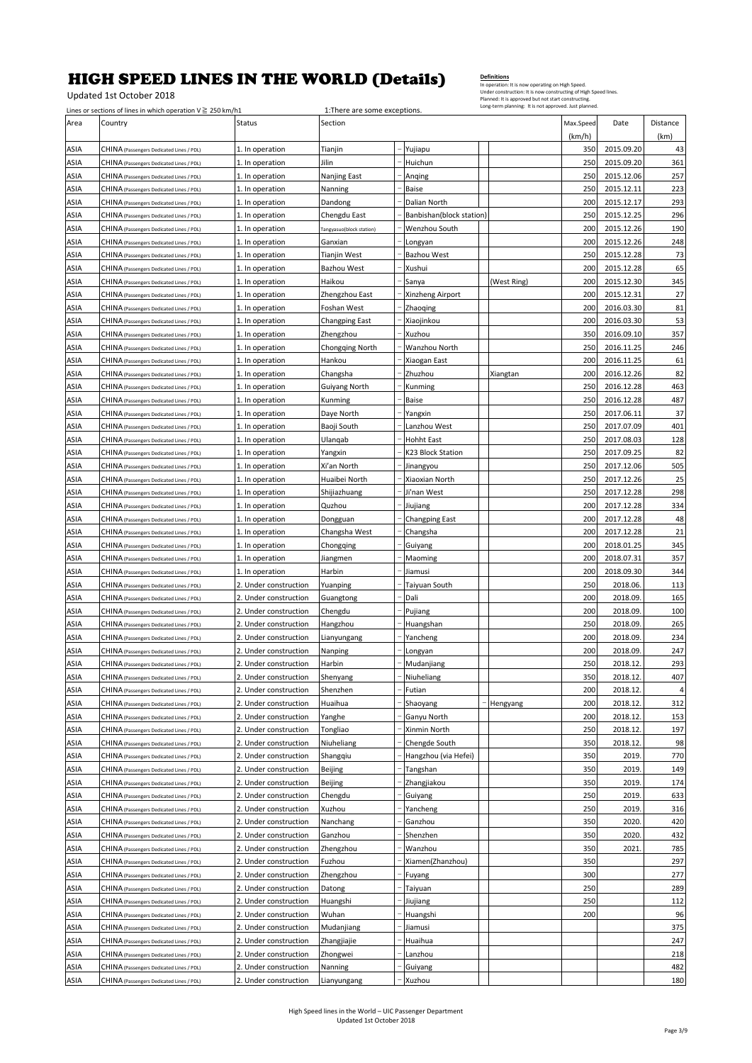# HIGH SPEED LINES IN THE WORLD (Details)

Updated 1st October 2018

**Definitions**
In operation: It is now operating on High Speed.
Under construction: It is now constructing of High Speed lines.
Planned: It is approved but not start constructing.
Long-term planning: It is not approved. Just planned.

Lines or sections of lines in which operation V ≧ 250 km/h1　　1:There are some exceptions.

| Area | Country | Status | Section | | | | | Max.Speed (km/h) | Date | Distance (km) |
|---|---|---|---|---|---|---|---|---|---|---|
| ASIA | CHINA (Passengers Dedicated Lines / PDL) | 1. In operation | Tianjin | – | Yujiapu | | | 350 | 2015.09.20 | 43 |
| ASIA | CHINA (Passengers Dedicated Lines / PDL) | 1. In operation | Jilin | – | Huichun | | | 250 | 2015.09.20 | 361 |
| ASIA | CHINA (Passengers Dedicated Lines / PDL) | 1. In operation | Nanjing East | – | Anqing | | | 250 | 2015.12.06 | 257 |
| ASIA | CHINA (Passengers Dedicated Lines / PDL) | 1. In operation | Nanning | – | Baise | | | 250 | 2015.12.11 | 223 |
| ASIA | CHINA (Passengers Dedicated Lines / PDL) | 1. In operation | Dandong | – | Dalian North | | | 200 | 2015.12.17 | 293 |
| ASIA | CHINA (Passengers Dedicated Lines / PDL) | 1. In operation | Chengdu East | – | Banbishan(block station) | | | 250 | 2015.12.25 | 296 |
| ASIA | CHINA (Passengers Dedicated Lines / PDL) | 1. In operation | Tangyasuo(block station) | – | Wenzhou South | | | 200 | 2015.12.26 | 190 |
| ASIA | CHINA (Passengers Dedicated Lines / PDL) | 1. In operation | Ganxian | – | Longyan | | | 200 | 2015.12.26 | 248 |
| ASIA | CHINA (Passengers Dedicated Lines / PDL) | 1. In operation | Tianjin West | – | Bazhou West | | | 250 | 2015.12.28 | 73 |
| ASIA | CHINA (Passengers Dedicated Lines / PDL) | 1. In operation | Bazhou West | – | Xushui | | | 200 | 2015.12.28 | 65 |
| ASIA | CHINA (Passengers Dedicated Lines / PDL) | 1. In operation | Haikou | – | Sanya | | (West Ring) | 200 | 2015.12.30 | 345 |
| ASIA | CHINA (Passengers Dedicated Lines / PDL) | 1. In operation | Zhengzhou East | – | Xinzheng Airport | | | 200 | 2015.12.31 | 27 |
| ASIA | CHINA (Passengers Dedicated Lines / PDL) | 1. In operation | Foshan West | – | Zhaoqing | | | 200 | 2016.03.30 | 81 |
| ASIA | CHINA (Passengers Dedicated Lines / PDL) | 1. In operation | Changping East | – | Xiaojinkou | | | 200 | 2016.03.30 | 53 |
| ASIA | CHINA (Passengers Dedicated Lines / PDL) | 1. In operation | Zhengzhou | – | Xuzhou | | | 350 | 2016.09.10 | 357 |
| ASIA | CHINA (Passengers Dedicated Lines / PDL) | 1. In operation | Chongqing North | – | Wanzhou North | | | 250 | 2016.11.25 | 246 |
| ASIA | CHINA (Passengers Dedicated Lines / PDL) | 1. In operation | Hankou | – | Xiaogan East | | | 200 | 2016.11.25 | 61 |
| ASIA | CHINA (Passengers Dedicated Lines / PDL) | 1. In operation | Changsha | – | Zhuzhou | | Xiangtan | 200 | 2016.12.26 | 82 |
| ASIA | CHINA (Passengers Dedicated Lines / PDL) | 1. In operation | Guiyang North | – | Kunming | | | 250 | 2016.12.28 | 463 |
| ASIA | CHINA (Passengers Dedicated Lines / PDL) | 1. In operation | Kunming | – | Baise | | | 250 | 2016.12.28 | 487 |
| ASIA | CHINA (Passengers Dedicated Lines / PDL) | 1. In operation | Daye North | – | Yangxin | | | 250 | 2017.06.11 | 37 |
| ASIA | CHINA (Passengers Dedicated Lines / PDL) | 1. In operation | Baoji South | – | Lanzhou West | | | 250 | 2017.07.09 | 401 |
| ASIA | CHINA (Passengers Dedicated Lines / PDL) | 1. In operation | Ulanqab | – | Hohht East | | | 250 | 2017.08.03 | 128 |
| ASIA | CHINA (Passengers Dedicated Lines / PDL) | 1. In operation | Yangxin | – | K23 Block Station | | | 250 | 2017.09.25 | 82 |
| ASIA | CHINA (Passengers Dedicated Lines / PDL) | 1. In operation | Xi'an North | – | Jinangyou | | | 250 | 2017.12.06 | 505 |
| ASIA | CHINA (Passengers Dedicated Lines / PDL) | 1. In operation | Huaibei North | – | Xiaoxian North | | | 250 | 2017.12.26 | 25 |
| ASIA | CHINA (Passengers Dedicated Lines / PDL) | 1. In operation | Shijiazhuang | – | Ji'nan West | | | 250 | 2017.12.28 | 298 |
| ASIA | CHINA (Passengers Dedicated Lines / PDL) | 1. In operation | Quzhou | – | Jiujiang | | | 200 | 2017.12.28 | 334 |
| ASIA | CHINA (Passengers Dedicated Lines / PDL) | 1. In operation | Dongguan | – | Changping East | | | 200 | 2017.12.28 | 48 |
| ASIA | CHINA (Passengers Dedicated Lines / PDL) | 1. In operation | Changsha West | – | Changsha | | | 200 | 2017.12.28 | 21 |
| ASIA | CHINA (Passengers Dedicated Lines / PDL) | 1. In operation | Chongqing | – | Guiyang | | | 200 | 2018.01.25 | 345 |
| ASIA | CHINA (Passengers Dedicated Lines / PDL) | 1. In operation | Jiangmen | – | Maoming | | | 200 | 2018.07.31 | 357 |
| ASIA | CHINA (Passengers Dedicated Lines / PDL) | 1. In operation | Harbin | – | Jiamusi | | | 200 | 2018.09.30 | 344 |
| ASIA | CHINA (Passengers Dedicated Lines / PDL) | 2. Under construction | Yuanping | – | Taiyuan South | | | 250 | 2018.06. | 113 |
| ASIA | CHINA (Passengers Dedicated Lines / PDL) | 2. Under construction | Guangtong | – | Dali | | | 200 | 2018.09. | 165 |
| ASIA | CHINA (Passengers Dedicated Lines / PDL) | 2. Under construction | Chengdu | – | Pujiang | | | 200 | 2018.09. | 100 |
| ASIA | CHINA (Passengers Dedicated Lines / PDL) | 2. Under construction | Hangzhou | – | Huangshan | | | 250 | 2018.09. | 265 |
| ASIA | CHINA (Passengers Dedicated Lines / PDL) | 2. Under construction | Lianyungang | – | Yancheng | | | 200 | 2018.09. | 234 |
| ASIA | CHINA (Passengers Dedicated Lines / PDL) | 2. Under construction | Nanping | – | Longyan | | | 200 | 2018.09. | 247 |
| ASIA | CHINA (Passengers Dedicated Lines / PDL) | 2. Under construction | Harbin | – | Mudanjiang | | | 250 | 2018.12. | 293 |
| ASIA | CHINA (Passengers Dedicated Lines / PDL) | 2. Under construction | Shenyang | – | Niuheliang | | | 350 | 2018.12. | 407 |
| ASIA | CHINA (Passengers Dedicated Lines / PDL) | 2. Under construction | Shenzhen | – | Futian | | | 200 | 2018.12. | 4 |
| ASIA | CHINA (Passengers Dedicated Lines / PDL) | 2. Under construction | Huaihua | – | Shaoyang | – | Hengyang | 200 | 2018.12. | 312 |
| ASIA | CHINA (Passengers Dedicated Lines / PDL) | 2. Under construction | Yanghe | – | Ganyu North | | | 200 | 2018.12. | 153 |
| ASIA | CHINA (Passengers Dedicated Lines / PDL) | 2. Under construction | Tongliao | – | Xinmin North | | | 250 | 2018.12. | 197 |
| ASIA | CHINA (Passengers Dedicated Lines / PDL) | 2. Under construction | Niuheliang | – | Chengde South | | | 350 | 2018.12. | 98 |
| ASIA | CHINA (Passengers Dedicated Lines / PDL) | 2. Under construction | Shangqiu | – | Hangzhou (via Hefei) | | | 350 | 2019. | 770 |
| ASIA | CHINA (Passengers Dedicated Lines / PDL) | 2. Under construction | Beijing | – | Tangshan | | | 350 | 2019. | 149 |
| ASIA | CHINA (Passengers Dedicated Lines / PDL) | 2. Under construction | Beijing | – | Zhangjiakou | | | 350 | 2019. | 174 |
| ASIA | CHINA (Passengers Dedicated Lines / PDL) | 2. Under construction | Chengdu | – | Guiyang | | | 250 | 2019. | 633 |
| ASIA | CHINA (Passengers Dedicated Lines / PDL) | 2. Under construction | Xuzhou | – | Yancheng | | | 250 | 2019. | 316 |
| ASIA | CHINA (Passengers Dedicated Lines / PDL) | 2. Under construction | Nanchang | – | Ganzhou | | | 350 | 2020. | 420 |
| ASIA | CHINA (Passengers Dedicated Lines / PDL) | 2. Under construction | Ganzhou | – | Shenzhen | | | 350 | 2020. | 432 |
| ASIA | CHINA (Passengers Dedicated Lines / PDL) | 2. Under construction | Zhengzhou | – | Wanzhou | | | 350 | 2021. | 785 |
| ASIA | CHINA (Passengers Dedicated Lines / PDL) | 2. Under construction | Fuzhou | – | Xiamen(Zhanzhou) | | | 350 | | 297 |
| ASIA | CHINA (Passengers Dedicated Lines / PDL) | 2. Under construction | Zhengzhou | – | Fuyang | | | 300 | | 277 |
| ASIA | CHINA (Passengers Dedicated Lines / PDL) | 2. Under construction | Datong | – | Taiyuan | | | 250 | | 289 |
| ASIA | CHINA (Passengers Dedicated Lines / PDL) | 2. Under construction | Huangshi | – | Jiujiang | | | 250 | | 112 |
| ASIA | CHINA (Passengers Dedicated Lines / PDL) | 2. Under construction | Wuhan | – | Huangshi | | | 200 | | 96 |
| ASIA | CHINA (Passengers Dedicated Lines / PDL) | 2. Under construction | Mudanjiang | – | Jiamusi | | | | | 375 |
| ASIA | CHINA (Passengers Dedicated Lines / PDL) | 2. Under construction | Zhangjiajie | – | Huaihua | | | | | 247 |
| ASIA | CHINA (Passengers Dedicated Lines / PDL) | 2. Under construction | Zhongwei | – | Lanzhou | | | | | 218 |
| ASIA | CHINA (Passengers Dedicated Lines / PDL) | 2. Under construction | Nanning | – | Guiyang | | | | | 482 |
| ASIA | CHINA (Passengers Dedicated Lines / PDL) | 2. Under construction | Lianyungang | – | Xuzhou | | | | | 180 |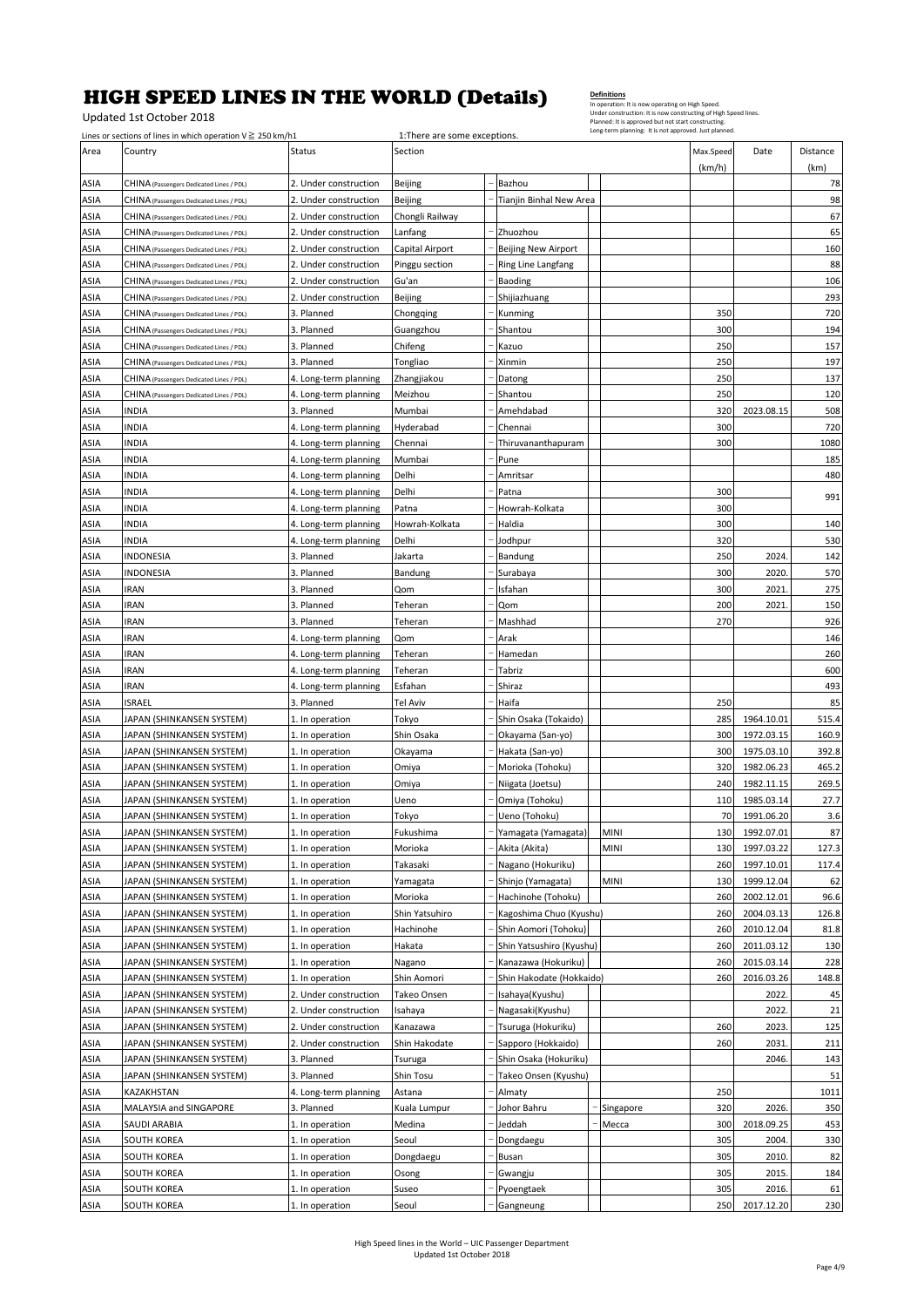# HIGH SPEED LINES IN THE WORLD (Details)

Updated 1st October 2018

**Definitions**
In operation: It is now operating on High Speed.
Under construction: It is now constructing of High Speed lines.
Planned: It is approved but not start constructing.
Long-term planning: It is not approved. Just planned.

Lines or sections of lines in which operation V ≧ 250 km/h1 — 1:There are some exceptions.

| Area | Country | Status | Section | | | | Max.Speed (km/h) | Date | Distance (km) |
|---|---|---|---|---|---|---|---|---|---|
| ASIA | CHINA (Passengers Dedicated Lines / PDL) | 2. Under construction | Beijing | Bazhou | | | | | 78 |
| ASIA | CHINA (Passengers Dedicated Lines / PDL) | 2. Under construction | Beijing | Tianjin Binhal New Area | | | | | 98 |
| ASIA | CHINA (Passengers Dedicated Lines / PDL) | 2. Under construction | Chongli Railway | | | | | | 67 |
| ASIA | CHINA (Passengers Dedicated Lines / PDL) | 2. Under construction | Lanfang | Zhuozhou | | | | | 65 |
| ASIA | CHINA (Passengers Dedicated Lines / PDL) | 2. Under construction | Capital Airport | Beijing New Airport | | | | | 160 |
| ASIA | CHINA (Passengers Dedicated Lines / PDL) | 2. Under construction | Pinggu section | Ring Line Langfang | | | | | 88 |
| ASIA | CHINA (Passengers Dedicated Lines / PDL) | 2. Under construction | Gu'an | Baoding | | | | | 106 |
| ASIA | CHINA (Passengers Dedicated Lines / PDL) | 2. Under construction | Beijing | Shijiazhuang | | | | | 293 |
| ASIA | CHINA (Passengers Dedicated Lines / PDL) | 3. Planned | Chongqing | Kunming | | | 350 | | 720 |
| ASIA | CHINA (Passengers Dedicated Lines / PDL) | 3. Planned | Guangzhou | Shantou | | | 300 | | 194 |
| ASIA | CHINA (Passengers Dedicated Lines / PDL) | 3. Planned | Chifeng | Kazuo | | | 250 | | 157 |
| ASIA | CHINA (Passengers Dedicated Lines / PDL) | 3. Planned | Tongliao | Xinmin | | | 250 | | 197 |
| ASIA | CHINA (Passengers Dedicated Lines / PDL) | 4. Long-term planning | Zhangjiakou | Datong | | | 250 | | 137 |
| ASIA | CHINA (Passengers Dedicated Lines / PDL) | 4. Long-term planning | Meizhou | Shantou | | | 250 | | 120 |
| ASIA | INDIA | 3. Planned | Mumbai | Amehdabad | | | 320 | 2023.08.15 | 508 |
| ASIA | INDIA | 4. Long-term planning | Hyderabad | Chennai | | | 300 | | 720 |
| ASIA | INDIA | 4. Long-term planning | Chennai | Thiruvananthapuram | | | 300 | | 1080 |
| ASIA | INDIA | 4. Long-term planning | Mumbai | Pune | | | | | 185 |
| ASIA | INDIA | 4. Long-term planning | Delhi | Amritsar | | | | | 480 |
| ASIA | INDIA | 4. Long-term planning | Delhi | Patna | | | 300 | | 991 |
| ASIA | INDIA | 4. Long-term planning | Patna | Howrah-Kolkata | | | 300 | | |
| ASIA | INDIA | 4. Long-term planning | Howrah-Kolkata | Haldia | | | 300 | | 140 |
| ASIA | INDIA | 4. Long-term planning | Delhi | Jodhpur | | | 320 | | 530 |
| ASIA | INDONESIA | 3. Planned | Jakarta | Bandung | | | 250 | 2024. | 142 |
| ASIA | INDONESIA | 3. Planned | Bandung | Surabaya | | | 300 | 2020. | 570 |
| ASIA | IRAN | 3. Planned | Qom | Isfahan | | | 300 | 2021. | 275 |
| ASIA | IRAN | 3. Planned | Teheran | Qom | | | 200 | 2021. | 150 |
| ASIA | IRAN | 3. Planned | Teheran | Mashhad | | | 270 | | 926 |
| ASIA | IRAN | 4. Long-term planning | Qom | Arak | | | | | 146 |
| ASIA | IRAN | 4. Long-term planning | Teheran | Hamedan | | | | | 260 |
| ASIA | IRAN | 4. Long-term planning | Teheran | Tabriz | | | | | 600 |
| ASIA | IRAN | 4. Long-term planning | Esfahan | Shiraz | | | | | 493 |
| ASIA | ISRAEL | 3. Planned | Tel Aviv | Haifa | | | 250 | | 85 |
| ASIA | JAPAN (SHINKANSEN SYSTEM) | 1. In operation | Tokyo | Shin Osaka (Tokaido) | | | 285 | 1964.10.01 | 515.4 |
| ASIA | JAPAN (SHINKANSEN SYSTEM) | 1. In operation | Shin Osaka | Okayama (San-yo) | | | 300 | 1972.03.15 | 160.9 |
| ASIA | JAPAN (SHINKANSEN SYSTEM) | 1. In operation | Okayama | Hakata (San-yo) | | | 300 | 1975.03.10 | 392.8 |
| ASIA | JAPAN (SHINKANSEN SYSTEM) | 1. In operation | Omiya | Morioka (Tohoku) | | | 320 | 1982.06.23 | 465.2 |
| ASIA | JAPAN (SHINKANSEN SYSTEM) | 1. In operation | Omiya | Niigata (Joetsu) | | | 240 | 1982.11.15 | 269.5 |
| ASIA | JAPAN (SHINKANSEN SYSTEM) | 1. In operation | Ueno | Omiya (Tohoku) | | | 110 | 1985.03.14 | 27.7 |
| ASIA | JAPAN (SHINKANSEN SYSTEM) | 1. In operation | Tokyo | Ueno (Tohoku) | | | 70 | 1991.06.20 | 3.6 |
| ASIA | JAPAN (SHINKANSEN SYSTEM) | 1. In operation | Fukushima | Yamagata (Yamagata) | MINI | | 130 | 1992.07.01 | 87 |
| ASIA | JAPAN (SHINKANSEN SYSTEM) | 1. In operation | Morioka | Akita (Akita) | MINI | | 130 | 1997.03.22 | 127.3 |
| ASIA | JAPAN (SHINKANSEN SYSTEM) | 1. In operation | Takasaki | Nagano (Hokuriku) | | | 260 | 1997.10.01 | 117.4 |
| ASIA | JAPAN (SHINKANSEN SYSTEM) | 1. In operation | Yamagata | Shinjo (Yamagata) | MINI | | 130 | 1999.12.04 | 62 |
| ASIA | JAPAN (SHINKANSEN SYSTEM) | 1. In operation | Morioka | Hachinohe (Tohoku) | | | 260 | 2002.12.01 | 96.6 |
| ASIA | JAPAN (SHINKANSEN SYSTEM) | 1. In operation | Shin Yatsuhiro | Kagoshima Chuo (Kyushu) | | | 260 | 2004.03.13 | 126.8 |
| ASIA | JAPAN (SHINKANSEN SYSTEM) | 1. In operation | Hachinohe | Shin Aomori (Tohoku) | | | 260 | 2010.12.04 | 81.8 |
| ASIA | JAPAN (SHINKANSEN SYSTEM) | 1. In operation | Hakata | Shin Yatsushiro (Kyushu) | | | 260 | 2011.03.12 | 130 |
| ASIA | JAPAN (SHINKANSEN SYSTEM) | 1. In operation | Nagano | Kanazawa (Hokuriku) | | | 260 | 2015.03.14 | 228 |
| ASIA | JAPAN (SHINKANSEN SYSTEM) | 1. In operation | Shin Aomori | Shin Hakodate (Hokkaido) | | | 260 | 2016.03.26 | 148.8 |
| ASIA | JAPAN (SHINKANSEN SYSTEM) | 2. Under construction | Takeo Onsen | Isahaya(Kyushu) | | | | 2022. | 45 |
| ASIA | JAPAN (SHINKANSEN SYSTEM) | 2. Under construction | Isahaya | Nagasaki(Kyushu) | | | | 2022. | 21 |
| ASIA | JAPAN (SHINKANSEN SYSTEM) | 2. Under construction | Kanazawa | Tsuruga (Hokuriku) | | | 260 | 2023. | 125 |
| ASIA | JAPAN (SHINKANSEN SYSTEM) | 2. Under construction | Shin Hakodate | Sapporo (Hokkaido) | | | 260 | 2031. | 211 |
| ASIA | JAPAN (SHINKANSEN SYSTEM) | 3. Planned | Tsuruga | Shin Osaka (Hokuriku) | | | | 2046. | 143 |
| ASIA | JAPAN (SHINKANSEN SYSTEM) | 3. Planned | Shin Tosu | Takeo Onsen (Kyushu) | | | | | 51 |
| ASIA | KAZAKHSTAN | 4. Long-term planning | Astana | Almaty | | | 250 | | 1011 |
| ASIA | MALAYSIA and SINGAPORE | 3. Planned | Kuala Lumpur | Johor Bahru | Singapore | | 320 | 2026. | 350 |
| ASIA | SAUDI ARABIA | 1. In operation | Medina | Jeddah | Mecca | | 300 | 2018.09.25 | 453 |
| ASIA | SOUTH KOREA | 1. In operation | Seoul | Dongdaegu | | | 305 | 2004. | 330 |
| ASIA | SOUTH KOREA | 1. In operation | Dongdaegu | Busan | | | 305 | 2010. | 82 |
| ASIA | SOUTH KOREA | 1. In operation | Osong | Gwangju | | | 305 | 2015. | 184 |
| ASIA | SOUTH KOREA | 1. In operation | Suseo | Pyoengtaek | | | 305 | 2016. | 61 |
| ASIA | SOUTH KOREA | 1. In operation | Seoul | Gangneung | | | 250 | 2017.12.20 | 230 |

High Speed lines in the World – UIC Passenger Department
Updated 1st October 2018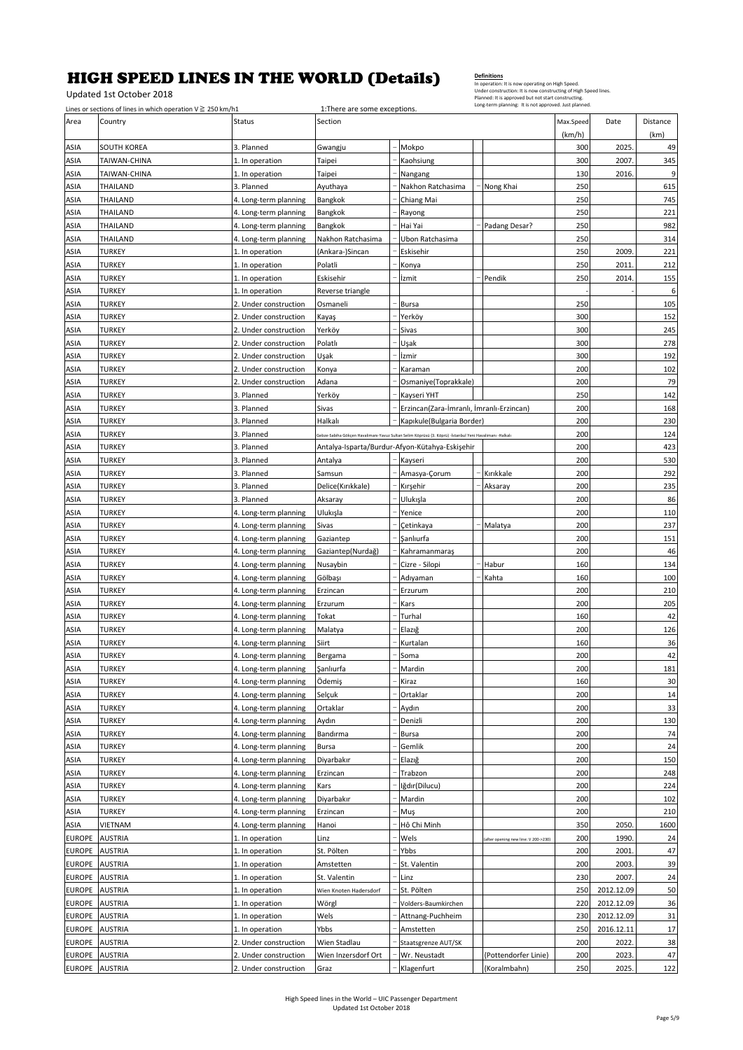# HIGH SPEED LINES IN THE WORLD (Details)

Updated 1st October 2018

**Definitions**
In operation: It is now operating on High Speed.
Under construction: It is now constructing of High Speed lines.
Planned: It is approved but not start constructing.
Long-term planning: It is not approved. Just planned.

Lines or sections of lines in which operation V ≧ 250 km/h1 &nbsp;&nbsp;&nbsp; 1:There are some exceptions.

| Area | Country | Status | Section | | | Max.Speed (km/h) | Date | Distance (km) |
|---|---|---|---|---|---|---|---|---|
| ASIA | SOUTH KOREA | 3. Planned | Gwangju | Mokpo | | 300 | 2025. | 49 |
| ASIA | TAIWAN-CHINA | 1. In operation | Taipei | Kaohsiung | | 300 | 2007. | 345 |
| ASIA | TAIWAN-CHINA | 1. In operation | Taipei | Nangang | | 130 | 2016. | 9 |
| ASIA | THAILAND | 3. Planned | Ayuthaya | Nakhon Ratchasima | Nong Khai | 250 | | 615 |
| ASIA | THAILAND | 4. Long-term planning | Bangkok | Chiang Mai | | 250 | | 745 |
| ASIA | THAILAND | 4. Long-term planning | Bangkok | Rayong | | 250 | | 221 |
| ASIA | THAILAND | 4. Long-term planning | Bangkok | Hai Yai | Padang Desar? | 250 | | 982 |
| ASIA | THAILAND | 4. Long-term planning | Nakhon Ratchasima | Ubon Ratchasima | | 250 | | 314 |
| ASIA | TURKEY | 1. In operation | (Ankara-)Sincan | Eskisehir | | 250 | 2009. | 221 |
| ASIA | TURKEY | 1. In operation | Polatli | Konya | | 250 | 2011. | 212 |
| ASIA | TURKEY | 1. In operation | Eskisehir | İzmit | Pendik | 250 | 2014. | 155 |
| ASIA | TURKEY | 1. In operation | Reverse triangle | | | - | - | 6 |
| ASIA | TURKEY | 2. Under construction | Osmaneli | Bursa | | 250 | | 105 |
| ASIA | TURKEY | 2. Under construction | Kayaş | Yerköy | | 300 | | 152 |
| ASIA | TURKEY | 2. Under construction | Yerköy | Sivas | | 300 | | 245 |
| ASIA | TURKEY | 2. Under construction | Polatlı | Uşak | | 300 | | 278 |
| ASIA | TURKEY | 2. Under construction | Uşak | İzmir | | 300 | | 192 |
| ASIA | TURKEY | 2. Under construction | Konya | Karaman | | 200 | | 102 |
| ASIA | TURKEY | 2. Under construction | Adana | Osmaniye(Toprakkale) | | 200 | | 79 |
| ASIA | TURKEY | 3. Planned | Yerköy | Kayseri YHT | | 250 | | 142 |
| ASIA | TURKEY | 3. Planned | Sivas | Erzincan(Zara-İmranlı, İmranlı-Erzincan) | | 200 | | 168 |
| ASIA | TURKEY | 3. Planned | Halkalı | Kapıkule(Bulgaria Border) | | 200 | | 230 |
| ASIA | TURKEY | 3. Planned | Gebze-Sabiha Gökçen Havalimanı-Yavuz Sultan Selim Köprüsü (3. Köprü) -İstanbul Yeni Havalimanı -Halkalı | | | 200 | | 124 |
| ASIA | TURKEY | 3. Planned | Antalya-Isparta/Burdur-Afyon-Kütahya-Eskişehir | | | 200 | | 423 |
| ASIA | TURKEY | 3. Planned | Antalya | Kayseri | | 200 | | 530 |
| ASIA | TURKEY | 3. Planned | Samsun | Amasya-Çorum | Kırıkkale | 200 | | 292 |
| ASIA | TURKEY | 3. Planned | Delice(Kırıkkale) | Kırşehir | Aksaray | 200 | | 235 |
| ASIA | TURKEY | 3. Planned | Aksaray | Ulukışla | | 200 | | 86 |
| ASIA | TURKEY | 4. Long-term planning | Ulukışla | Yenice | | 200 | | 110 |
| ASIA | TURKEY | 4. Long-term planning | Sivas | Çetinkaya | Malatya | 200 | | 237 |
| ASIA | TURKEY | 4. Long-term planning | Gaziantep | Şanlıurfa | | 200 | | 151 |
| ASIA | TURKEY | 4. Long-term planning | Gaziantep(Nurdağ) | Kahramanmaraş | | 200 | | 46 |
| ASIA | TURKEY | 4. Long-term planning | Nusaybin | Cizre - Silopi | Habur | 160 | | 134 |
| ASIA | TURKEY | 4. Long-term planning | Gölbaşı | Adıyaman | Kahta | 160 | | 100 |
| ASIA | TURKEY | 4. Long-term planning | Erzincan | Erzurum | | 200 | | 210 |
| ASIA | TURKEY | 4. Long-term planning | Erzurum | Kars | | 200 | | 205 |
| ASIA | TURKEY | 4. Long-term planning | Tokat | Turhal | | 160 | | 42 |
| ASIA | TURKEY | 4. Long-term planning | Malatya | Elazığ | | 200 | | 126 |
| ASIA | TURKEY | 4. Long-term planning | Siirt | Kurtalan | | 160 | | 36 |
| ASIA | TURKEY | 4. Long-term planning | Bergama | Soma | | 200 | | 42 |
| ASIA | TURKEY | 4. Long-term planning | Şanlıurfa | Mardin | | 200 | | 181 |
| ASIA | TURKEY | 4. Long-term planning | Ödemiş | Kiraz | | 160 | | 30 |
| ASIA | TURKEY | 4. Long-term planning | Selçuk | Ortaklar | | 200 | | 14 |
| ASIA | TURKEY | 4. Long-term planning | Ortaklar | Aydın | | 200 | | 33 |
| ASIA | TURKEY | 4. Long-term planning | Aydın | Denizli | | 200 | | 130 |
| ASIA | TURKEY | 4. Long-term planning | Bandırma | Bursa | | 200 | | 74 |
| ASIA | TURKEY | 4. Long-term planning | Bursa | Gemlik | | 200 | | 24 |
| ASIA | TURKEY | 4. Long-term planning | Diyarbakır | Elazığ | | 200 | | 150 |
| ASIA | TURKEY | 4. Long-term planning | Erzincan | Trabzon | | 200 | | 248 |
| ASIA | TURKEY | 4. Long-term planning | Kars | Iğdır(Dilucu) | | 200 | | 224 |
| ASIA | TURKEY | 4. Long-term planning | Diyarbakır | Mardin | | 200 | | 102 |
| ASIA | TURKEY | 4. Long-term planning | Erzincan | Muş | | 200 | | 210 |
| ASIA | VIETNAM | 4. Long-term planning | Hanoi | Hô Chi Minh | | 350 | 2050. | 1600 |
| EUROPE | AUSTRIA | 1. In operation | Linz | Wels | (after opening new line: V 200->230) | 200 | 1990. | 24 |
| EUROPE | AUSTRIA | 1. In operation | St. Pölten | Ybbs | | 200 | 2001. | 47 |
| EUROPE | AUSTRIA | 1. In operation | Amstetten | St. Valentin | | 200 | 2003. | 39 |
| EUROPE | AUSTRIA | 1. In operation | St. Valentin | Linz | | 230 | 2007. | 24 |
| EUROPE | AUSTRIA | 1. In operation | Wien Knoten Hadersdorf | St. Pölten | | 250 | 2012.12.09 | 50 |
| EUROPE | AUSTRIA | 1. In operation | Wörgl | Volders-Baumkirchen | | 220 | 2012.12.09 | 36 |
| EUROPE | AUSTRIA | 1. In operation | Wels | Attnang-Puchheim | | 230 | 2012.12.09 | 31 |
| EUROPE | AUSTRIA | 1. In operation | Ybbs | Amstetten | | 250 | 2016.12.11 | 17 |
| EUROPE | AUSTRIA | 2. Under construction | Wien Stadlau | Staatsgrenze AUT/SK | | 200 | 2022. | 38 |
| EUROPE | AUSTRIA | 2. Under construction | Wien Inzersdorf Ort | Wr. Neustadt | (Pottendorfer Linie) | 200 | 2023. | 47 |
| EUROPE | AUSTRIA | 2. Under construction | Graz | Klagenfurt | (Koralmbahn) | 250 | 2025. | 122 |

High Speed lines in the World – UIC Passenger Department
Updated 1st October 2018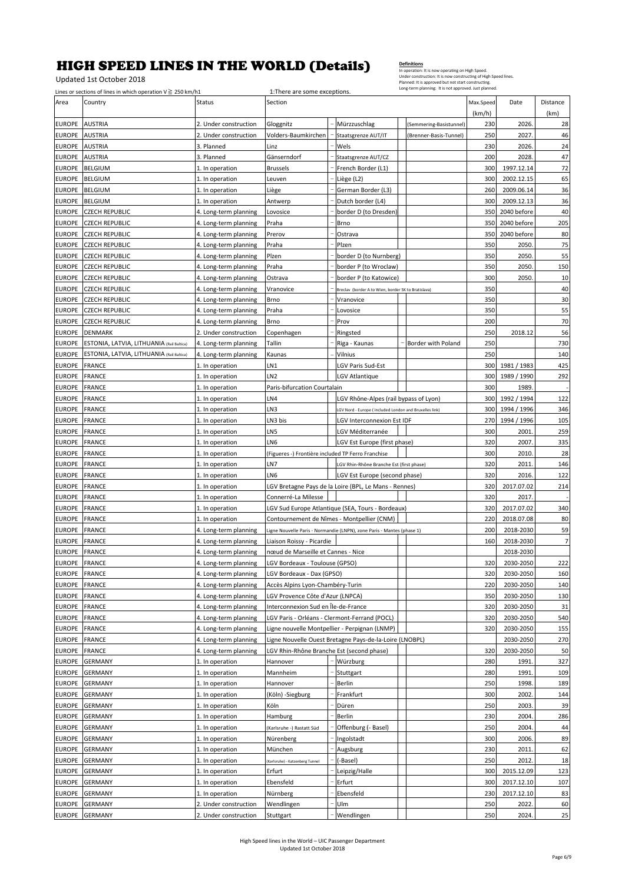# HIGH SPEED LINES IN THE WORLD (Details)

Updated 1st October 2018

**Definitions**
In operation: It is now operating on High Speed.
Under construction: It is now constructing of High Speed lines.
Planned: It is approved but not start constructing.
Long-term planning: It is not approved. Just planned.

Lines or sections of lines in which operation V ≧ 250 km/h1    1:There are some exceptions.

| Area | Country | Status | Section | | | | Max.Speed (km/h) | Date | Distance (km) |
|---|---|---|---|---|---|---|---|---|---|
| EUROPE | AUSTRIA | 2. Under construction | Gloggnitz | – | Mürzzuschlag | (Semmering-Basistunnel) | 230 | 2026. | 28 |
| EUROPE | AUSTRIA | 2. Under construction | Volders-Baumkirchen | – | Staatsgrenze AUT/IT | (Brenner-Basis-Tunnel) | 250 | 2027. | 46 |
| EUROPE | AUSTRIA | 3. Planned | Linz | – | Wels | | 230 | 2026. | 24 |
| EUROPE | AUSTRIA | 3. Planned | Gänserndorf | – | Staatsgrenze AUT/CZ | | 200 | 2028. | 47 |
| EUROPE | BELGIUM | 1. In operation | Brussels | – | French Border (L1) | | 300 | 1997.12.14 | 72 |
| EUROPE | BELGIUM | 1. In operation | Leuven | – | Liège (L2) | | 300 | 2002.12.15 | 65 |
| EUROPE | BELGIUM | 1. In operation | Liège | – | German Border (L3) | | 260 | 2009.06.14 | 36 |
| EUROPE | BELGIUM | 1. In operation | Antwerp | – | Dutch border (L4) | | 300 | 2009.12.13 | 36 |
| EUROPE | CZECH REPUBLIC | 4. Long-term planning | Lovosice | – | border D (to Dresden) | | 350 | 2040 before | 40 |
| EUROPE | CZECH REPUBLIC | 4. Long-term planning | Praha | – | Brno | | 350 | 2040 before | 205 |
| EUROPE | CZECH REPUBLIC | 4. Long-term planning | Prerov | – | Ostrava | | 350 | 2040 before | 80 |
| EUROPE | CZECH REPUBLIC | 4. Long-term planning | Praha | – | Plzen | | 350 | 2050. | 75 |
| EUROPE | CZECH REPUBLIC | 4. Long-term planning | Plzen | – | border D (to Nurnberg) | | 350 | 2050. | 55 |
| EUROPE | CZECH REPUBLIC | 4. Long-term planning | Praha | – | border P (to Wroclaw) | | 350 | 2050. | 150 |
| EUROPE | CZECH REPUBLIC | 4. Long-term planning | Ostrava | – | border P (to Katowice) | | 300 | 2050. | 10 |
| EUROPE | CZECH REPUBLIC | 4. Long-term planning | Vranovice | – | Breclav (border A to Wien, border SK to Bratislava) | | 350 | | 40 |
| EUROPE | CZECH REPUBLIC | 4. Long-term planning | Brno | – | Vranovice | | 350 | | 30 |
| EUROPE | CZECH REPUBLIC | 4. Long-term planning | Praha | – | Lovosice | | 350 | | 55 |
| EUROPE | CZECH REPUBLIC | 4. Long-term planning | Brno | – | Prov | | 200 | | 70 |
| EUROPE | DENMARK | 2. Under construction | Copenhagen | – | Ringsted | | 250 | 2018.12 | 56 |
| EUROPE | ESTONIA, LATVIA, LITHUANIA (Rail Baltica) | 4. Long-term planning | Tallin | – | Riga - Kaunas | – Border with Poland | 250 | | 730 |
| EUROPE | ESTONIA, LATVIA, LITHUANIA (Rail Baltica) | 4. Long-term planning | Kaunas | – | Vilnius | | 250 | | 140 |
| EUROPE | FRANCE | 1. In operation | LN1 | | LGV Paris Sud-Est | | 300 | 1981 / 1983 | 425 |
| EUROPE | FRANCE | 1. In operation | LN2 | | LGV Atlantique | | 300 | 1989 / 1990 | 292 |
| EUROPE | FRANCE | 1. In operation | Paris-bifurcation Courtalain | | | | 300 | 1989. | - |
| EUROPE | FRANCE | 1. In operation | LN4 | | LGV Rhône-Alpes (rail bypass of Lyon) | | 300 | 1992 / 1994 | 122 |
| EUROPE | FRANCE | 1. In operation | LN3 | | LGV Nord - Europe ( included London and Bruxelles link) | | 300 | 1994 / 1996 | 346 |
| EUROPE | FRANCE | 1. In operation | LN3 bis | | LGV Interconnexion Est IDF | | 270 | 1994 / 1996 | 105 |
| EUROPE | FRANCE | 1. In operation | LN5 | | LGV Méditerranée | | 300 | 2001. | 259 |
| EUROPE | FRANCE | 1. In operation | LN6 | | LGV Est Europe (first phase) | | 320 | 2007. | 335 |
| EUROPE | FRANCE | 1. In operation | (Figueres -) Frontière included TP Ferro Franchise | | | | 300 | 2010. | 28 |
| EUROPE | FRANCE | 1. In operation | LN7 | | LGV Rhin-Rhône Branche Est (first phase) | | 320 | 2011. | 146 |
| EUROPE | FRANCE | 1. In operation | LN6 | | LGV Est Europe (second phase) | | 320 | 2016. | 122 |
| EUROPE | FRANCE | 1. In operation | LGV Bretagne Pays de la Loire (BPL, Le Mans - Rennes) | | | | 320 | 2017.07.02 | 214 |
| EUROPE | FRANCE | 1. In operation | Connerré-La Milesse | | | | 320 | 2017. | - |
| EUROPE | FRANCE | 1. In operation | LGV Sud Europe Atlantique (SEA, Tours - Bordeaux) | | | | 320 | 2017.07.02 | 340 |
| EUROPE | FRANCE | 1. In operation | Contournement de Nîmes - Montpellier (CNM) | | | | 220 | 2018.07.08 | 80 |
| EUROPE | FRANCE | 4. Long-term planning | Ligne Nouvelle Paris - Normandie (LNPN), zone Paris - Mantes (phase 1) | | | | 200 | 2018-2030 | 59 |
| EUROPE | FRANCE | 4. Long-term planning | Liaison Roissy - Picardie | | | | 160 | 2018-2030 | 7 |
| EUROPE | FRANCE | 4. Long-term planning | nœud de Marseille et Cannes - Nice | | | | | 2018-2030 | |
| EUROPE | FRANCE | 4. Long-term planning | LGV Bordeaux - Toulouse (GPSO) | | | | 320 | 2030-2050 | 222 |
| EUROPE | FRANCE | 4. Long-term planning | LGV Bordeaux - Dax (GPSO) | | | | 320 | 2030-2050 | 160 |
| EUROPE | FRANCE | 4. Long-term planning | Accès Alpins Lyon-Chambéry-Turin | | | | 220 | 2030-2050 | 140 |
| EUROPE | FRANCE | 4. Long-term planning | LGV Provence Côte d'Azur (LNPCA) | | | | 350 | 2030-2050 | 130 |
| EUROPE | FRANCE | 4. Long-term planning | Interconnexion Sud en Île-de-France | | | | 320 | 2030-2050 | 31 |
| EUROPE | FRANCE | 4. Long-term planning | LGV Paris - Orléans - Clermont-Ferrand (POCL) | | | | 320 | 2030-2050 | 540 |
| EUROPE | FRANCE | 4. Long-term planning | Ligne nouvelle Montpellier - Perpignan (LNMP) | | | | 320 | 2030-2050 | 155 |
| EUROPE | FRANCE | 4. Long-term planning | Ligne Nouvelle Ouest Bretagne Pays-de-la-Loire (LNOBPL) | | | | | 2030-2050 | 270 |
| EUROPE | FRANCE | 4. Long-term planning | LGV Rhin-Rhône Branche Est (second phase) | | | | 320 | 2030-2050 | 50 |
| EUROPE | GERMANY | 1. In operation | Hannover | – | Würzburg | | 280 | 1991. | 327 |
| EUROPE | GERMANY | 1. In operation | Mannheim | – | Stuttgart | | 280 | 1991. | 109 |
| EUROPE | GERMANY | 1. In operation | Hannover | – | Berlin | | 250 | 1998. | 189 |
| EUROPE | GERMANY | 1. In operation | (Köln) -Siegburg | – | Frankfurt | | 300 | 2002. | 144 |
| EUROPE | GERMANY | 1. In operation | Köln | – | Düren | | 250 | 2003. | 39 |
| EUROPE | GERMANY | 1. In operation | Hamburg | – | Berlin | | 230 | 2004. | 286 |
| EUROPE | GERMANY | 1. In operation | (Karlsruhe -) Rastatt Süd | – | Offenburg (- Basel) | | 250 | 2004. | 44 |
| EUROPE | GERMANY | 1. In operation | Nürenberg | – | Ingolstadt | | 300 | 2006. | 89 |
| EUROPE | GERMANY | 1. In operation | München | – | Augsburg | | 230 | 2011. | 62 |
| EUROPE | GERMANY | 1. In operation | (Karlsruhe) - Katzenberg Tunnel | – | (-Basel) | | 250 | 2012. | 18 |
| EUROPE | GERMANY | 1. In operation | Erfurt | – | Leipzig/Halle | | 300 | 2015.12.09 | 123 |
| EUROPE | GERMANY | 1. In operation | Ebensfeld | – | Erfurt | | 300 | 2017.12.10 | 107 |
| EUROPE | GERMANY | 1. In operation | Nürnberg | – | Ebensfeld | | 230 | 2017.12.10 | 83 |
| EUROPE | GERMANY | 2. Under construction | Wendlingen | – | Ulm | | 250 | 2022. | 60 |
| EUROPE | GERMANY | 2. Under construction | Stuttgart | – | Wendlingen | | 250 | 2024. | 25 |

High Speed lines in the World – UIC Passenger Department
Updated 1st October 2018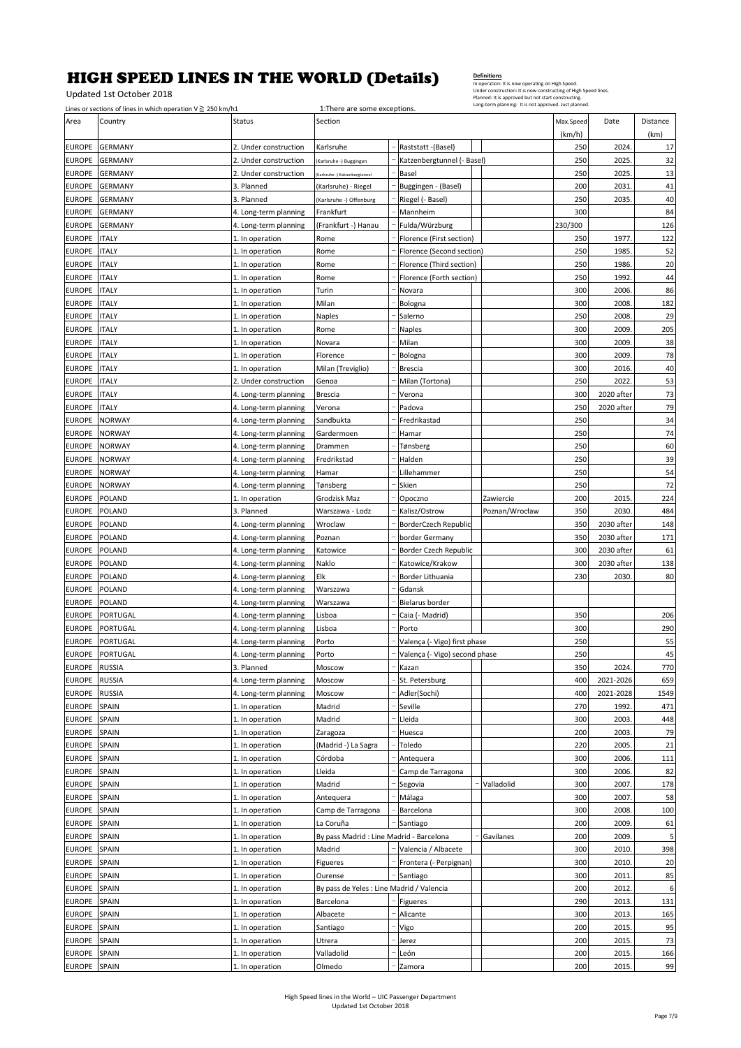# HIGH SPEED LINES IN THE WORLD (Details)

Updated 1st October 2018

**Definitions**
In operation: It is now operating on High Speed.
Under construction: It is now constructing of High Speed lines.
Planned: It is approved but not start constructing.
Long-term planning: It is not approved. Just planned.

Lines or sections of lines in which operation V ≧ 250 km/h1 — 1:There are some exceptions.

| Area | Country | Status | Section | | | | Max.Speed (km/h) | Date | Distance (km) |
|---|---|---|---|---|---|---|---|---|---|
| EUROPE | GERMANY | 2. Under construction | Karlsruhe | – | Raststatt -(Basel) | | 250 | 2024. | 17 |
| EUROPE | GERMANY | 2. Under construction | (Karlsruhe -) Buggingen | – | Katzenbergtunnel (- Basel) | | 250 | 2025. | 32 |
| EUROPE | GERMANY | 2. Under construction | (Karlsruhe -) Katzenbergtunnel | – | Basel | | 250 | 2025. | 13 |
| EUROPE | GERMANY | 3. Planned | (Karlsruhe) - Riegel | – | Buggingen - (Basel) | | 200 | 2031. | 41 |
| EUROPE | GERMANY | 3. Planned | (Karlsruhe -) Offenburg | – | Riegel (- Basel) | | 250 | 2035. | 40 |
| EUROPE | GERMANY | 4. Long-term planning | Frankfurt | – | Mannheim | | 300 | | 84 |
| EUROPE | GERMANY | 4. Long-term planning | (Frankfurt -) Hanau | – | Fulda/Würzburg | | 230/300 | | 126 |
| EUROPE | ITALY | 1. In operation | Rome | – | Florence (First section) | | 250 | 1977. | 122 |
| EUROPE | ITALY | 1. In operation | Rome | – | Florence (Second section) | | 250 | 1985. | 52 |
| EUROPE | ITALY | 1. In operation | Rome | – | Florence (Third section) | | 250 | 1986. | 20 |
| EUROPE | ITALY | 1. In operation | Rome | – | Florence (Forth section) | | 250 | 1992. | 44 |
| EUROPE | ITALY | 1. In operation | Turin | – | Novara | | 300 | 2006. | 86 |
| EUROPE | ITALY | 1. In operation | Milan | – | Bologna | | 300 | 2008. | 182 |
| EUROPE | ITALY | 1. In operation | Naples | – | Salerno | | 250 | 2008. | 29 |
| EUROPE | ITALY | 1. In operation | Rome | – | Naples | | 300 | 2009. | 205 |
| EUROPE | ITALY | 1. In operation | Novara | – | Milan | | 300 | 2009. | 38 |
| EUROPE | ITALY | 1. In operation | Florence | – | Bologna | | 300 | 2009. | 78 |
| EUROPE | ITALY | 1. In operation | Milan (Treviglio) | – | Brescia | | 300 | 2016. | 40 |
| EUROPE | ITALY | 2. Under construction | Genoa | – | Milan (Tortona) | | 250 | 2022. | 53 |
| EUROPE | ITALY | 4. Long-term planning | Brescia | – | Verona | | 300 | 2020 after | 73 |
| EUROPE | ITALY | 4. Long-term planning | Verona | – | Padova | | 250 | 2020 after | 79 |
| EUROPE | NORWAY | 4. Long-term planning | Sandbukta | – | Fredrikastad | | 250 | | 34 |
| EUROPE | NORWAY | 4. Long-term planning | Gardermoen | – | Hamar | | 250 | | 74 |
| EUROPE | NORWAY | 4. Long-term planning | Drammen | – | Tønsberg | | 250 | | 60 |
| EUROPE | NORWAY | 4. Long-term planning | Fredrikstad | – | Halden | | 250 | | 39 |
| EUROPE | NORWAY | 4. Long-term planning | Hamar | – | Lillehammer | | 250 | | 54 |
| EUROPE | NORWAY | 4. Long-term planning | Tønsberg | – | Skien | | 250 | | 72 |
| EUROPE | POLAND | 1. In operation | Grodzisk Maz | – | Opoczno | Zawiercie | 200 | 2015. | 224 |
| EUROPE | POLAND | 3. Planned | Warszawa - Lodz | – | Kalisz/Ostrow | Poznan/Wrocław | 350 | 2030. | 484 |
| EUROPE | POLAND | 4. Long-term planning | Wroclaw | – | BorderCzech Republic | | 350 | 2030 after | 148 |
| EUROPE | POLAND | 4. Long-term planning | Poznan | – | border Germany | | 350 | 2030 after | 171 |
| EUROPE | POLAND | 4. Long-term planning | Katowice | – | Border Czech Republic | | 300 | 2030 after | 61 |
| EUROPE | POLAND | 4. Long-term planning | Naklo | – | Katowice/Krakow | | 300 | 2030 after | 138 |
| EUROPE | POLAND | 4. Long-term planning | Elk | – | Border Lithuania | | 230 | 2030. | 80 |
| EUROPE | POLAND | 4. Long-term planning | Warszawa | – | Gdansk | | | | |
| EUROPE | POLAND | 4. Long-term planning | Warszawa | – | Bielarus border | | | | |
| EUROPE | PORTUGAL | 4. Long-term planning | Lisboa | – | Caia (- Madrid) | | 350 | | 206 |
| EUROPE | PORTUGAL | 4. Long-term planning | Lisboa | – | Porto | | 300 | | 290 |
| EUROPE | PORTUGAL | 4. Long-term planning | Porto | – | Valença (- Vigo) first phase | | 250 | | 55 |
| EUROPE | PORTUGAL | 4. Long-term planning | Porto | – | Valença (- Vigo) second phase | | 250 | | 45 |
| EUROPE | RUSSIA | 3. Planned | Moscow | – | Kazan | | 350 | 2024. | 770 |
| EUROPE | RUSSIA | 4. Long-term planning | Moscow | – | St. Petersburg | | 400 | 2021-2026 | 659 |
| EUROPE | RUSSIA | 4. Long-term planning | Moscow | – | Adler(Sochi) | | 400 | 2021-2028 | 1549 |
| EUROPE | SPAIN | 1. In operation | Madrid | – | Seville | | 270 | 1992. | 471 |
| EUROPE | SPAIN | 1. In operation | Madrid | – | Lleida | | 300 | 2003. | 448 |
| EUROPE | SPAIN | 1. In operation | Zaragoza | – | Huesca | | 200 | 2003. | 79 |
| EUROPE | SPAIN | 1. In operation | (Madrid -) La Sagra | – | Toledo | | 220 | 2005. | 21 |
| EUROPE | SPAIN | 1. In operation | Córdoba | – | Antequera | | 300 | 2006. | 111 |
| EUROPE | SPAIN | 1. In operation | Lleida | – | Camp de Tarragona | | 300 | 2006. | 82 |
| EUROPE | SPAIN | 1. In operation | Madrid | – | Segovia | – Valladolid | 300 | 2007. | 178 |
| EUROPE | SPAIN | 1. In operation | Antequera | – | Málaga | | 300 | 2007. | 58 |
| EUROPE | SPAIN | 1. In operation | Camp de Tarragona | – | Barcelona | | 300 | 2008. | 100 |
| EUROPE | SPAIN | 1. In operation | La Coruña | – | Santiago | | 200 | 2009. | 61 |
| EUROPE | SPAIN | 1. In operation | By pass Madrid : Line Madrid - Barcelona | | | – Gavilanes | 200 | 2009. | 5 |
| EUROPE | SPAIN | 1. In operation | Madrid | – | Valencia / Albacete | | 300 | 2010. | 398 |
| EUROPE | SPAIN | 1. In operation | Figueres | – | Frontera (- Perpignan) | | 300 | 2010. | 20 |
| EUROPE | SPAIN | 1. In operation | Ourense | – | Santiago | | 300 | 2011. | 85 |
| EUROPE | SPAIN | 1. In operation | By pass de Yeles : Line Madrid / Valencia | | | | 200 | 2012. | 6 |
| EUROPE | SPAIN | 1. In operation | Barcelona | – | Figueres | | 290 | 2013. | 131 |
| EUROPE | SPAIN | 1. In operation | Albacete | – | Alicante | | 300 | 2013. | 165 |
| EUROPE | SPAIN | 1. In operation | Santiago | – | Vigo | | 200 | 2015. | 95 |
| EUROPE | SPAIN | 1. In operation | Utrera | – | Jerez | | 200 | 2015. | 73 |
| EUROPE | SPAIN | 1. In operation | Valladolid | – | León | | 200 | 2015. | 166 |
| EUROPE | SPAIN | 1. In operation | Olmedo | – | Zamora | | 200 | 2015. | 99 |

High Speed lines in the World – UIC Passenger Department
Updated 1st October 2018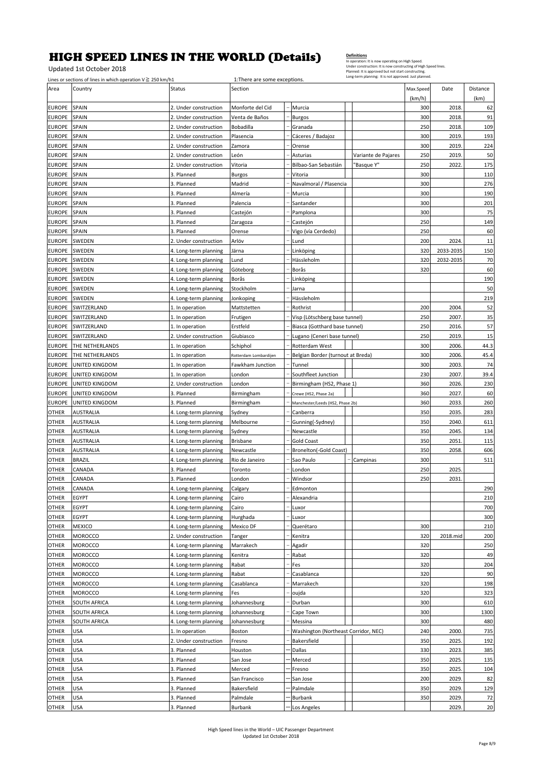# HIGH SPEED LINES IN THE WORLD (Details)

Updated 1st October 2018

**Definitions**
In operation: It is now operating on High Speed.
Under construction: It is now constructing of High Speed lines.
Planned: It is approved but not start constructing.
Long-term planning: It is not approved. Just planned.

Lines or sections of lines in which operation V ≧ 250 km/h1 — 1:There are some exceptions.

| Area | Country | Status | Section | | | | Max.Speed (km/h) | Date | Distance (km) |
|---|---|---|---|---|---|---|---|---|---|
| EUROPE | SPAIN | 2. Under construction | Monforte del Cid | – | Murcia | | 300 | 2018. | 62 |
| EUROPE | SPAIN | 2. Under construction | Venta de Baños | – | Burgos | | 300 | 2018. | 91 |
| EUROPE | SPAIN | 2. Under construction | Bobadilla | – | Granada | | 250 | 2018. | 109 |
| EUROPE | SPAIN | 2. Under construction | Plasencia | – | Cáceres / Badajoz | | 300 | 2019. | 193 |
| EUROPE | SPAIN | 2. Under construction | Zamora | – | Orense | | 300 | 2019. | 224 |
| EUROPE | SPAIN | 2. Under construction | León | – | Asturias | Variante de Pajares | 250 | 2019. | 50 |
| EUROPE | SPAIN | 2. Under construction | Vitoria | – | Bilbao-San Sebastián | "Basque Y" | 250 | 2022. | 175 |
| EUROPE | SPAIN | 3. Planned | Burgos | – | Vitoria | | 300 | | 110 |
| EUROPE | SPAIN | 3. Planned | Madrid | – | Navalmoral / Plasencia | | 300 | | 276 |
| EUROPE | SPAIN | 3. Planned | Almería | – | Murcia | | 300 | | 190 |
| EUROPE | SPAIN | 3. Planned | Palencia | – | Santander | | 300 | | 201 |
| EUROPE | SPAIN | 3. Planned | Castejón | – | Pamplona | | 300 | | 75 |
| EUROPE | SPAIN | 3. Planned | Zaragoza | – | Castejón | | 250 | | 149 |
| EUROPE | SPAIN | 3. Planned | Orense | – | Vigo (vía Cerdedo) | | 250 | | 60 |
| EUROPE | SWEDEN | 2. Under construction | Arlöv | – | Lund | | 200 | 2024. | 11 |
| EUROPE | SWEDEN | 4. Long-term planning | Järna | – | Linköping | | 320 | 2033-2035 | 150 |
| EUROPE | SWEDEN | 4. Long-term planning | Lund | – | Hässleholm | | 320 | 2032-2035 | 70 |
| EUROPE | SWEDEN | 4. Long-term planning | Göteborg | – | Borås | | 320 | | 60 |
| EUROPE | SWEDEN | 4. Long-term planning | Borås | – | Linköping | | | | 190 |
| EUROPE | SWEDEN | 4. Long-term planning | Stockholm | – | Jarna | | | | 50 |
| EUROPE | SWEDEN | 4. Long-term planning | Jonkoping | – | Hässleholm | | | | 219 |
| EUROPE | SWITZERLAND | 1. In operation | Mattstetten | – | Rothrist | | 200 | 2004. | 52 |
| EUROPE | SWITZERLAND | 1. In operation | Frutigen | – | Visp (Lötschberg base tunnel) | | 250 | 2007. | 35 |
| EUROPE | SWITZERLAND | 1. In operation | Erstfeld | – | Biasca (Gotthard base tunnel) | | 250 | 2016. | 57 |
| EUROPE | SWITZERLAND | 2. Under construction | Giubiasco | – | Lugano (Ceneri base tunnel) | | 250 | 2019. | 15 |
| EUROPE | THE NETHERLANDS | 1. In operation | Schiphol | – | Rotterdam West | | 300 | 2006. | 44.3 |
| EUROPE | THE NETHERLANDS | 1. In operation | Rotterdam Lombardijen | – | Belgian Border (turnout at Breda) | | 300 | 2006. | 45.4 |
| EUROPE | UNITED KINGDOM | 1. In operation | Fawkham Junction | – | Tunnel | | 300 | 2003. | 74 |
| EUROPE | UNITED KINGDOM | 1. In operation | London | – | Southfleet Junction | | 230 | 2007. | 39.4 |
| EUROPE | UNITED KINGDOM | 2. Under construction | London | – | Birmingham (HS2, Phase 1) | | 360 | 2026. | 230 |
| EUROPE | UNITED KINGDOM | 3. Planned | Birmingham | – | Crewe (HS2, Phase 2a) | | 360 | 2027. | 60 |
| EUROPE | UNITED KINGDOM | 3. Planned | Birmingham | – | Manchester/Leeds (HS2, Phase 2b) | | 360 | 2033. | 260 |
| OTHER | AUSTRALIA | 4. Long-term planning | Sydney | – | Canberra | | 350 | 2035. | 283 |
| OTHER | AUSTRALIA | 4. Long-term planning | Melbourne | – | Gunning(-Sydney) | | 350 | 2040. | 611 |
| OTHER | AUSTRALIA | 4. Long-term planning | Sydney | – | Newcastle | | 350 | 2045. | 134 |
| OTHER | AUSTRALIA | 4. Long-term planning | Brisbane | – | Gold Coast | | 350 | 2051. | 115 |
| OTHER | AUSTRALIA | 4. Long-term planning | Newcastle | – | Bronelton(-Gold Coast) | | 350 | 2058. | 606 |
| OTHER | BRAZIL | 4. Long-term planning | Rio de Janeiro | – | Sao Paulo | – Campinas | 300 | | 511 |
| OTHER | CANADA | 3. Planned | Toronto | – | London | | 250 | 2025. | |
| OTHER | CANADA | 3. Planned | London | – | Windsor | | 250 | 2031. | |
| OTHER | CANADA | 4. Long-term planning | Calgary | – | Edmonton | | | | 290 |
| OTHER | EGYPT | 4. Long-term planning | Cairo | – | Alexandria | | | | 210 |
| OTHER | EGYPT | 4. Long-term planning | Cairo | – | Luxor | | | | 700 |
| OTHER | EGYPT | 4. Long-term planning | Hurghada | – | Luxor | | | | 300 |
| OTHER | MEXICO | 4. Long-term planning | Mexico DF | – | Querétaro | | 300 | | 210 |
| OTHER | MOROCCO | 2. Under construction | Tanger | – | Kenitra | | 320 | 2018.mid | 200 |
| OTHER | MOROCCO | 4. Long-term planning | Marrakech | – | Agadir | | 320 | | 250 |
| OTHER | MOROCCO | 4. Long-term planning | Kenitra | – | Rabat | | 320 | | 49 |
| OTHER | MOROCCO | 4. Long-term planning | Rabat | – | Fes | | 320 | | 204 |
| OTHER | MOROCCO | 4. Long-term planning | Rabat | – | Casablanca | | 320 | | 90 |
| OTHER | MOROCCO | 4. Long-term planning | Casablanca | – | Marrakech | | 320 | | 198 |
| OTHER | MOROCCO | 4. Long-term planning | Fes | – | oujda | | 320 | | 323 |
| OTHER | SOUTH AFRICA | 4. Long-term planning | Johannesburg | – | Durban | | 300 | | 610 |
| OTHER | SOUTH AFRICA | 4. Long-term planning | Johannesburg | – | Cape Town | | 300 | | 1300 |
| OTHER | SOUTH AFRICA | 4. Long-term planning | Johannesburg | – | Messina | | 300 | | 480 |
| OTHER | USA | 1. In operation | Boston | – | Washington (Northeast Corridor, NEC) | | 240 | 2000. | 735 |
| OTHER | USA | 2. Under construction | Fresno | – | Bakersfield | | 350 | 2025. | 192 |
| OTHER | USA | 3. Planned | Houston | – | Dallas | | 330 | 2023. | 385 |
| OTHER | USA | 3. Planned | San Jose | – | Merced | | 350 | 2025. | 135 |
| OTHER | USA | 3. Planned | Merced | – | Fresno | | 350 | 2025. | 104 |
| OTHER | USA | 3. Planned | San Francisco | – | San Jose | | 200 | 2029. | 82 |
| OTHER | USA | 3. Planned | Bakersfield | – | Palmdale | | 350 | 2029. | 129 |
| OTHER | USA | 3. Planned | Palmdale | – | Burbank | | 350 | 2029. | 72 |
| OTHER | USA | 3. Planned | Burbank | – | Los Angeles | | | 2029. | 20 |

High Speed lines in the World – UIC Passenger Department
Updated 1st October 2018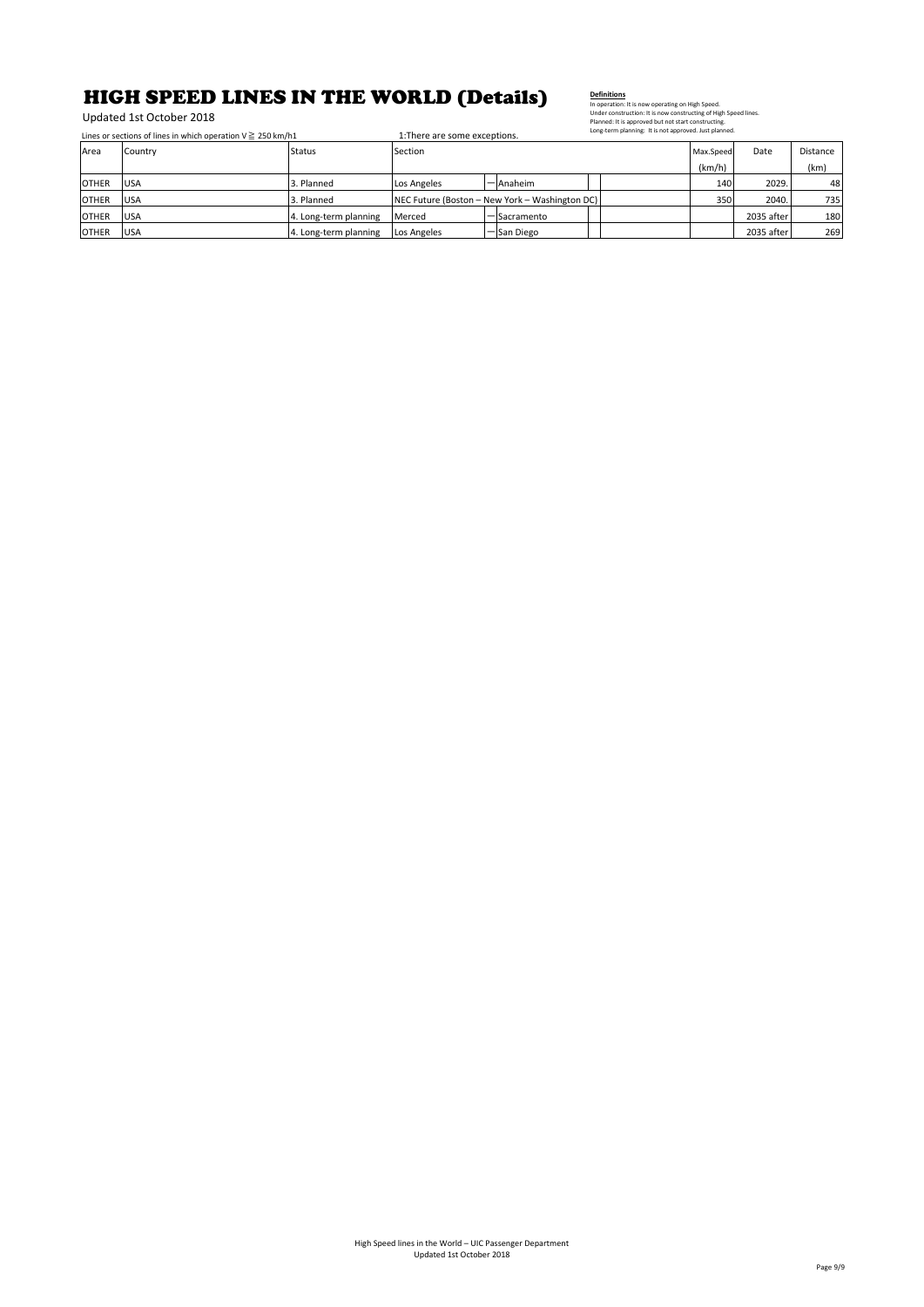# HIGH SPEED LINES IN THE WORLD (Details)

Updated 1st October 2018

**Definitions**

In operation: It is now operating on High Speed.
Under construction: It is now constructing of High Speed lines.
Planned: It is approved but not start constructing.
Long-term planning: It is not approved. Just planned.

Lines or sections of lines in which operation V≧ 250 km/h1 1:There are some exceptions.

| Area | Country | Status | Section | | | | Max.Speed (km/h) | Date | Distance (km) |
|---|---|---|---|---|---|---|---|---|---|
| OTHER | USA | 3. Planned | Los Angeles | ー Anaheim | | | 140 | 2029. | 48 |
| OTHER | USA | 3. Planned | NEC Future (Boston – New York – Washington DC) | | | | 350 | 2040. | 735 |
| OTHER | USA | 4. Long-term planning | Merced | ー Sacramento | | | | 2035 after | 180 |
| OTHER | USA | 4. Long-term planning | Los Angeles | ー San Diego | | | | 2035 after | 269 |

High Speed lines in the World – UIC Passenger Department
Updated 1st October 2018